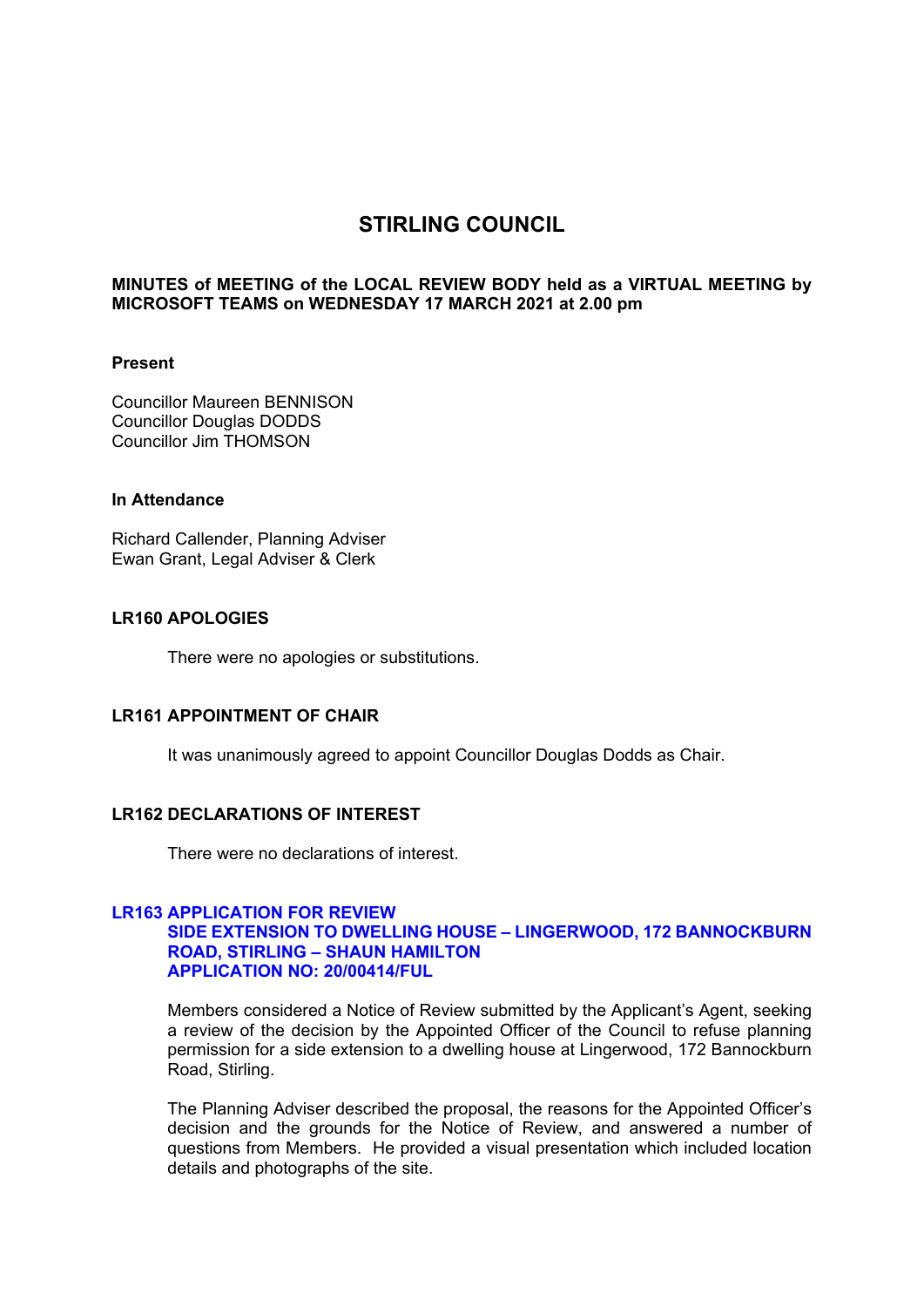# STIRLING COUNCIL

**MINUTES of MEETING of the LOCAL REVIEW BODY held as a VIRTUAL MEETING by MICROSOFT TEAMS on WEDNESDAY 17 MARCH 2021 at 2.00 pm**

**Present**

Councillor Maureen BENNISON
Councillor Douglas DODDS
Councillor Jim THOMSON

**In Attendance**

Richard Callender, Planning Adviser
Ewan Grant, Legal Adviser & Clerk

### LR160 APOLOGIES

There were no apologies or substitutions.

### LR161 APPOINTMENT OF CHAIR

It was unanimously agreed to appoint Councillor Douglas Dodds as Chair.

### LR162 DECLARATIONS OF INTEREST

There were no declarations of interest.

### LR163 APPLICATION FOR REVIEW SIDE EXTENSION TO DWELLING HOUSE – LINGERWOOD, 172 BANNOCKBURN ROAD, STIRLING – SHAUN HAMILTON APPLICATION NO: 20/00414/FUL

Members considered a Notice of Review submitted by the Applicant's Agent, seeking a review of the decision by the Appointed Officer of the Council to refuse planning permission for a side extension to a dwelling house at Lingerwood, 172 Bannockburn Road, Stirling.

The Planning Adviser described the proposal, the reasons for the Appointed Officer's decision and the grounds for the Notice of Review, and answered a number of questions from Members. He provided a visual presentation which included location details and photographs of the site.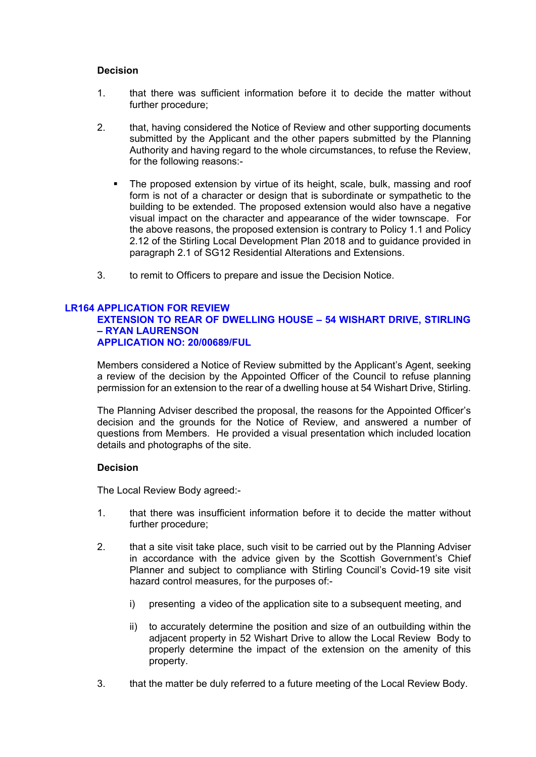**Decision**

1. that there was sufficient information before it to decide the matter without further procedure;

2. that, having considered the Notice of Review and other supporting documents submitted by the Applicant and the other papers submitted by the Planning Authority and having regard to the whole circumstances, to refuse the Review, for the following reasons:-

    - The proposed extension by virtue of its height, scale, bulk, massing and roof form is not of a character or design that is subordinate or sympathetic to the building to be extended. The proposed extension would also have a negative visual impact on the character and appearance of the wider townscape. For the above reasons, the proposed extension is contrary to Policy 1.1 and Policy 2.12 of the Stirling Local Development Plan 2018 and to guidance provided in paragraph 2.1 of SG12 Residential Alterations and Extensions.

3. to remit to Officers to prepare and issue the Decision Notice.

## LR164 APPLICATION FOR REVIEW

### EXTENSION TO REAR OF DWELLING HOUSE – 54 WISHART DRIVE, STIRLING – RYAN LAURENSON

### APPLICATION NO: 20/00689/FUL

Members considered a Notice of Review submitted by the Applicant's Agent, seeking a review of the decision by the Appointed Officer of the Council to refuse planning permission for an extension to the rear of a dwelling house at 54 Wishart Drive, Stirling.

The Planning Adviser described the proposal, the reasons for the Appointed Officer's decision and the grounds for the Notice of Review, and answered a number of questions from Members. He provided a visual presentation which included location details and photographs of the site.

**Decision**

The Local Review Body agreed:-

1. that there was insufficient information before it to decide the matter without further procedure;

2. that a site visit take place, such visit to be carried out by the Planning Adviser in accordance with the advice given by the Scottish Government's Chief Planner and subject to compliance with Stirling Council's Covid-19 site visit hazard control measures, for the purposes of:-

    i) presenting a video of the application site to a subsequent meeting, and

    ii) to accurately determine the position and size of an outbuilding within the adjacent property in 52 Wishart Drive to allow the Local Review Body to properly determine the impact of the extension on the amenity of this property.

3. that the matter be duly referred to a future meeting of the Local Review Body.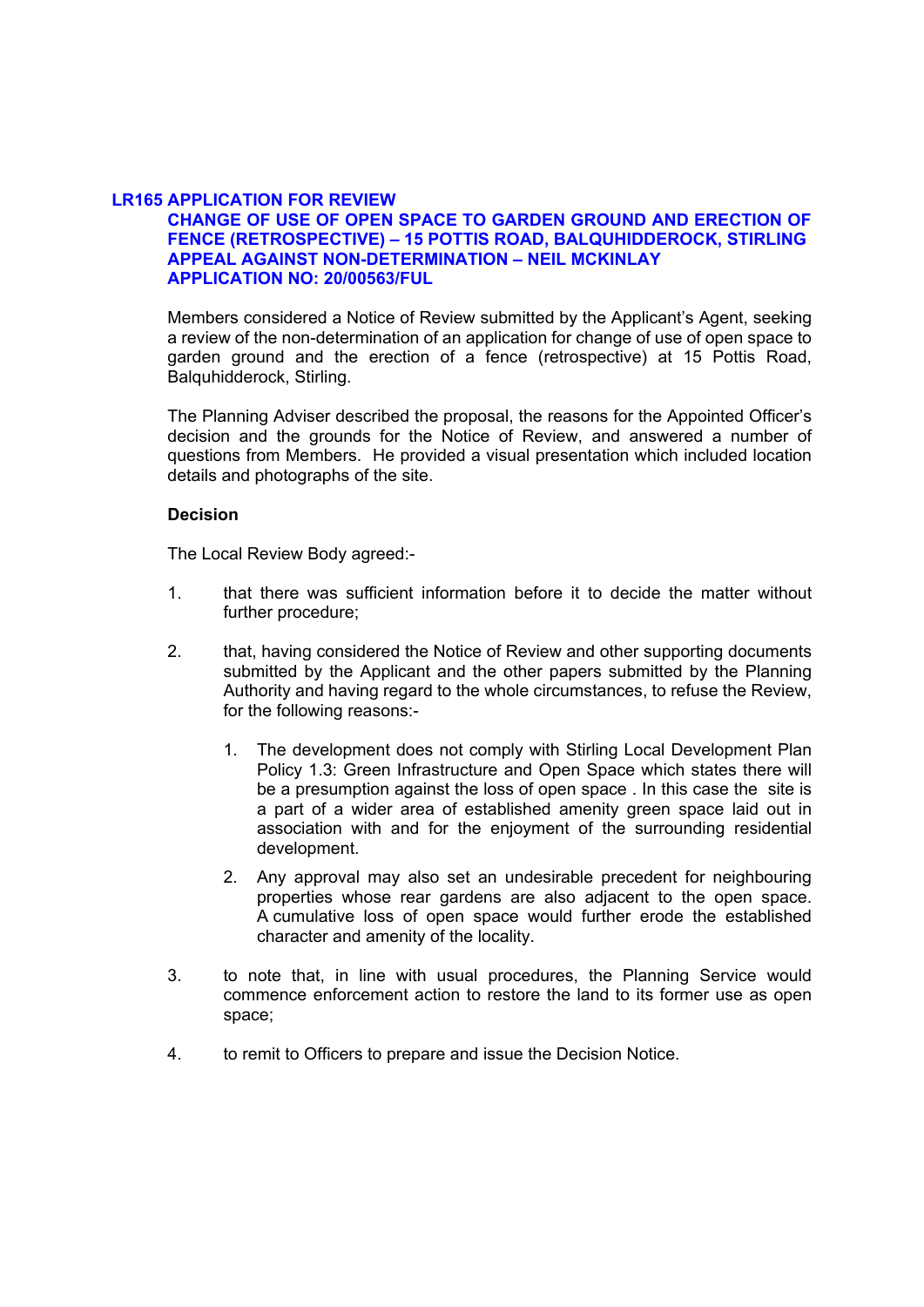### LR165 APPLICATION FOR REVIEW
### CHANGE OF USE OF OPEN SPACE TO GARDEN GROUND AND ERECTION OF FENCE (RETROSPECTIVE) – 15 POTTIS ROAD, BALQUHIDDEROCK, STIRLING
### APPEAL AGAINST NON-DETERMINATION – NEIL MCKINLAY
### APPLICATION NO: 20/00563/FUL

Members considered a Notice of Review submitted by the Applicant's Agent, seeking a review of the non-determination of an application for change of use of open space to garden ground and the erection of a fence (retrospective) at 15 Pottis Road, Balquhidderock, Stirling.

The Planning Adviser described the proposal, the reasons for the Appointed Officer's decision and the grounds for the Notice of Review, and answered a number of questions from Members. He provided a visual presentation which included location details and photographs of the site.

**Decision**

The Local Review Body agreed:-

1. that there was sufficient information before it to decide the matter without further procedure;

2. that, having considered the Notice of Review and other supporting documents submitted by the Applicant and the other papers submitted by the Planning Authority and having regard to the whole circumstances, to refuse the Review, for the following reasons:-

   1. The development does not comply with Stirling Local Development Plan Policy 1.3: Green Infrastructure and Open Space which states there will be a presumption against the loss of open space . In this case the site is a part of a wider area of established amenity green space laid out in association with and for the enjoyment of the surrounding residential development.

   2. Any approval may also set an undesirable precedent for neighbouring properties whose rear gardens are also adjacent to the open space. A cumulative loss of open space would further erode the established character and amenity of the locality.

3. to note that, in line with usual procedures, the Planning Service would commence enforcement action to restore the land to its former use as open space;

4. to remit to Officers to prepare and issue the Decision Notice.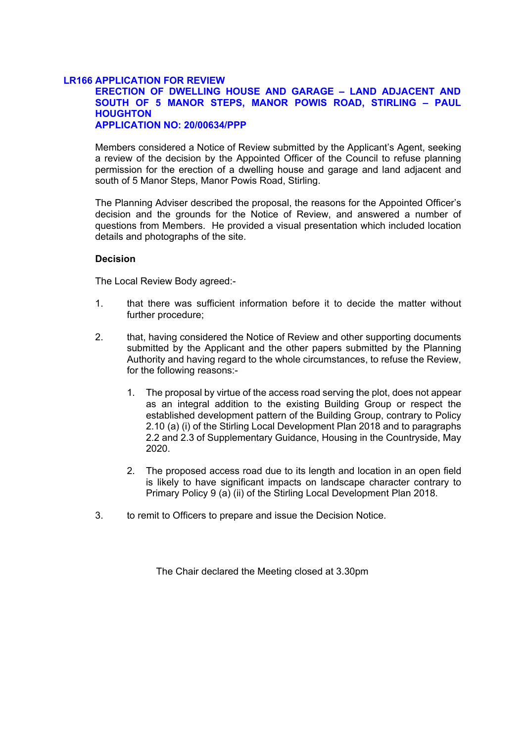### LR166 APPLICATION FOR REVIEW

**ERECTION OF DWELLING HOUSE AND GARAGE – LAND ADJACENT AND SOUTH OF 5 MANOR STEPS, MANOR POWIS ROAD, STIRLING – PAUL HOUGHTON**
**APPLICATION NO: 20/00634/PPP**

Members considered a Notice of Review submitted by the Applicant's Agent, seeking a review of the decision by the Appointed Officer of the Council to refuse planning permission for the erection of a dwelling house and garage and land adjacent and south of 5 Manor Steps, Manor Powis Road, Stirling.

The Planning Adviser described the proposal, the reasons for the Appointed Officer's decision and the grounds for the Notice of Review, and answered a number of questions from Members. He provided a visual presentation which included location details and photographs of the site.

**Decision**

The Local Review Body agreed:-

1. that there was sufficient information before it to decide the matter without further procedure;

2. that, having considered the Notice of Review and other supporting documents submitted by the Applicant and the other papers submitted by the Planning Authority and having regard to the whole circumstances, to refuse the Review, for the following reasons:-

   1. The proposal by virtue of the access road serving the plot, does not appear as an integral addition to the existing Building Group or respect the established development pattern of the Building Group, contrary to Policy 2.10 (a) (i) of the Stirling Local Development Plan 2018 and to paragraphs 2.2 and 2.3 of Supplementary Guidance, Housing in the Countryside, May 2020.

   2. The proposed access road due to its length and location in an open field is likely to have significant impacts on landscape character contrary to Primary Policy 9 (a) (ii) of the Stirling Local Development Plan 2018.

3. to remit to Officers to prepare and issue the Decision Notice.

The Chair declared the Meeting closed at 3.30pm